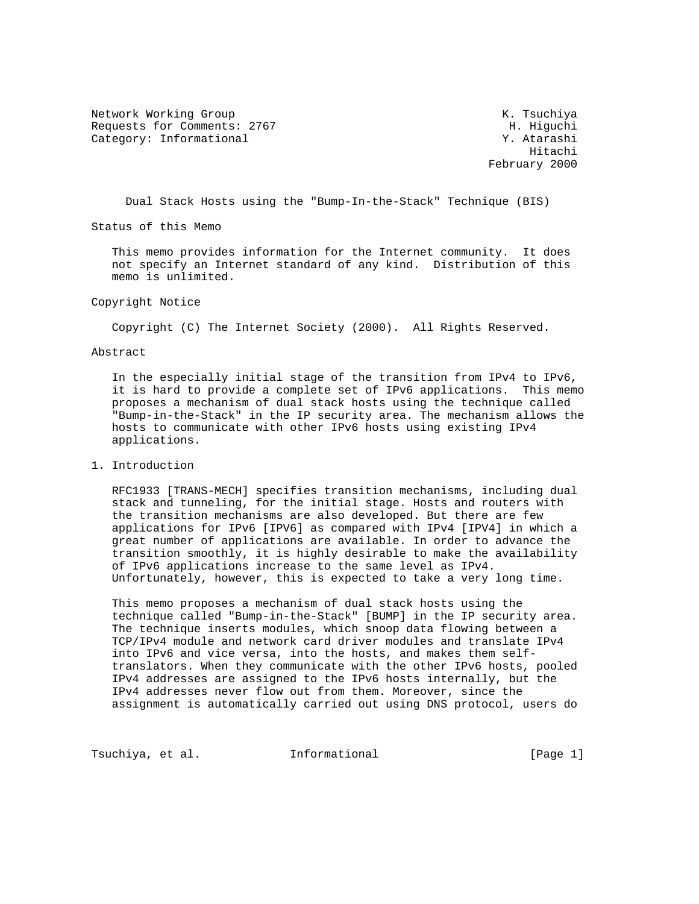Network Working Group K. Tsuchiya
Requests for Comments: 2767 H. Higuchi
Category: Informational Y. Atarashi
Hitachi
February 2000

# Dual Stack Hosts using the "Bump-In-the-Stack" Technique (BIS)

## Status of this Memo

This memo provides information for the Internet community. It does not specify an Internet standard of any kind. Distribution of this memo is unlimited.

## Copyright Notice

Copyright (C) The Internet Society (2000). All Rights Reserved.

## Abstract

In the especially initial stage of the transition from IPv4 to IPv6, it is hard to provide a complete set of IPv6 applications. This memo proposes a mechanism of dual stack hosts using the technique called "Bump-in-the-Stack" in the IP security area. The mechanism allows the hosts to communicate with other IPv6 hosts using existing IPv4 applications.

## 1. Introduction

RFC1933 [TRANS-MECH] specifies transition mechanisms, including dual stack and tunneling, for the initial stage. Hosts and routers with the transition mechanisms are also developed. But there are few applications for IPv6 [IPV6] as compared with IPv4 [IPV4] in which a great number of applications are available. In order to advance the transition smoothly, it is highly desirable to make the availability of IPv6 applications increase to the same level as IPv4. Unfortunately, however, this is expected to take a very long time.

This memo proposes a mechanism of dual stack hosts using the technique called "Bump-in-the-Stack" [BUMP] in the IP security area. The technique inserts modules, which snoop data flowing between a TCP/IPv4 module and network card driver modules and translate IPv4 into IPv6 and vice versa, into the hosts, and makes them self-translators. When they communicate with the other IPv6 hosts, pooled IPv4 addresses are assigned to the IPv6 hosts internally, but the IPv4 addresses never flow out from them. Moreover, since the assignment is automatically carried out using DNS protocol, users do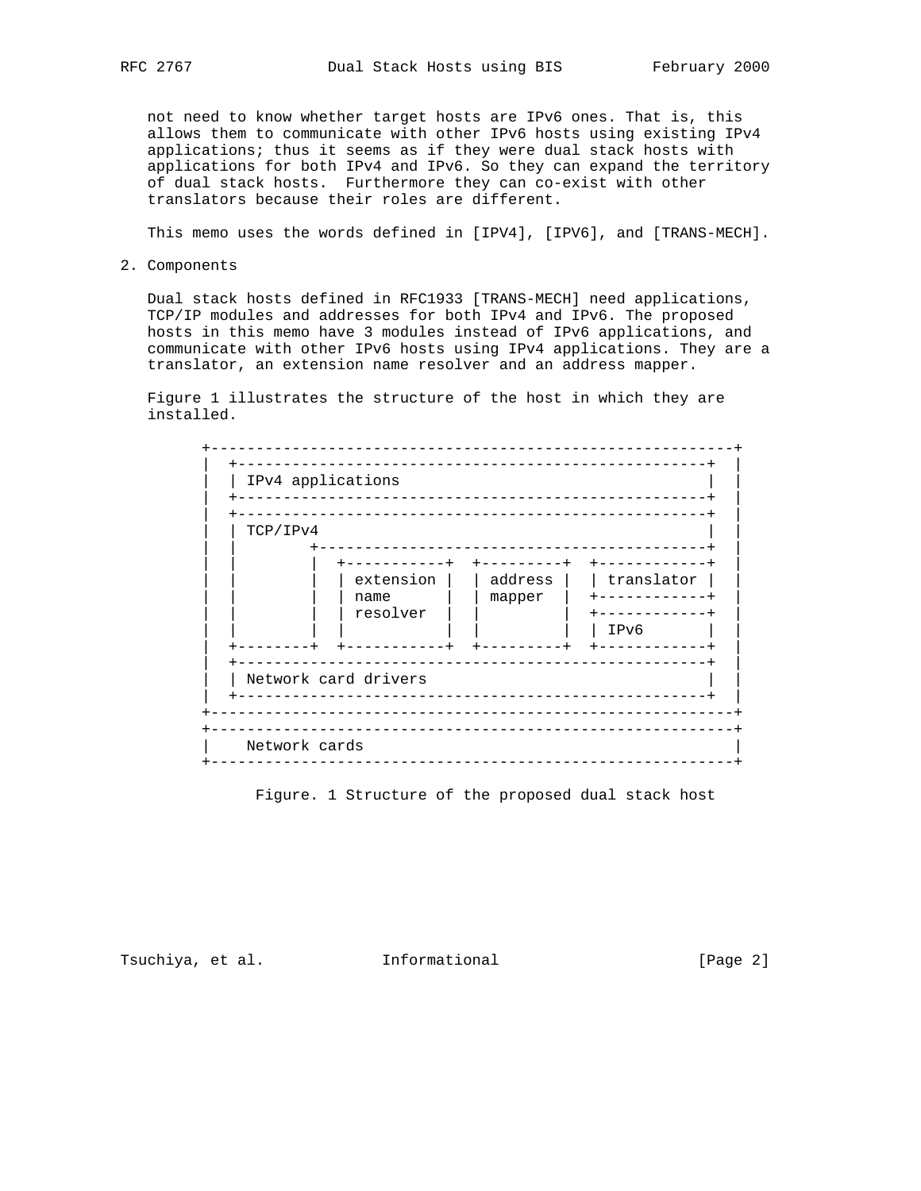not need to know whether target hosts are IPv6 ones. That is, this allows them to communicate with other IPv6 hosts using existing IPv4 applications; thus it seems as if they were dual stack hosts with applications for both IPv4 and IPv6. So they can expand the territory of dual stack hosts. Furthermore they can co-exist with other translators because their roles are different.

This memo uses the words defined in [IPV4], [IPV6], and [TRANS-MECH].

## 2. Components

Dual stack hosts defined in RFC1933 [TRANS-MECH] need applications, TCP/IP modules and addresses for both IPv4 and IPv6. The proposed hosts in this memo have 3 modules instead of IPv6 applications, and communicate with other IPv6 hosts using IPv4 applications. They are a translator, an extension name resolver and an address mapper.

Figure 1 illustrates the structure of the host in which they are installed.

```
+----------------------------------------------------------+
|  +----------------------------------------------------+  |
|  | IPv4 applications                                  |  |
|  +----------------------------------------------------+  |
|  +----------------------------------------------------+  |
|  | TCP/IPv4                                           |  |
|  |       +--------------------------------------------+  |
|  |       |  +-----------+  +---------+  +------------+  |
|  |       |  | extension |  | address |  | translator |  |
|  |       |  | name      |  | mapper  |  +------------+  |
|  |       |  | resolver  |  |         |  +------------+  |
|  |       |  |           |  |         |  | IPv6       |  |
|  +-------+  +-----------+  +---------+  +------------+  |
|  +----------------------------------------------------+  |
|  | Network card drivers                               |  |
|  +----------------------------------------------------+  |
+----------------------------------------------------------+
+----------------------------------------------------------+
|   Network cards                                          |
+----------------------------------------------------------+
```

Figure. 1 Structure of the proposed dual stack host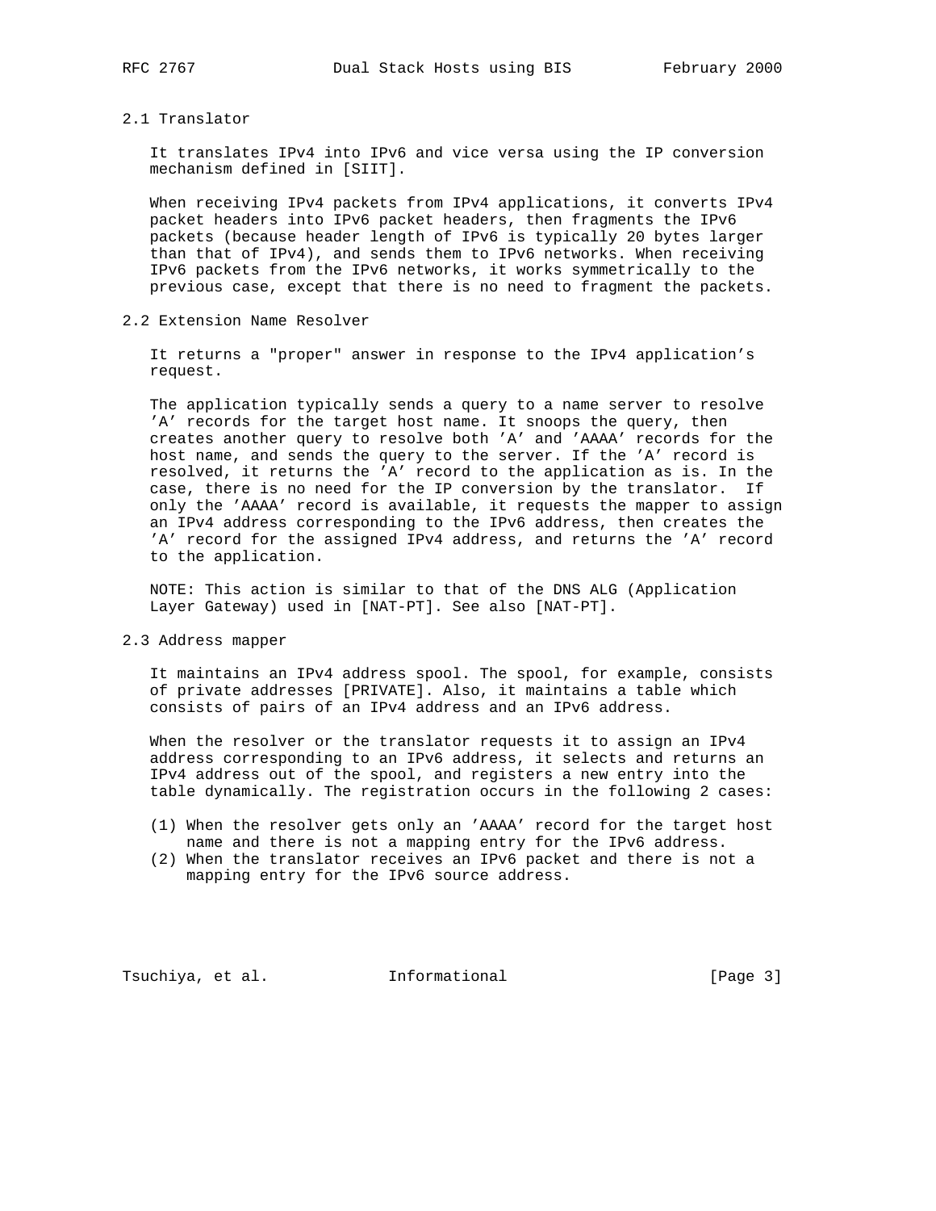### 2.1 Translator

It translates IPv4 into IPv6 and vice versa using the IP conversion mechanism defined in [SIIT].

When receiving IPv4 packets from IPv4 applications, it converts IPv4 packet headers into IPv6 packet headers, then fragments the IPv6 packets (because header length of IPv6 is typically 20 bytes larger than that of IPv4), and sends them to IPv6 networks. When receiving IPv6 packets from the IPv6 networks, it works symmetrically to the previous case, except that there is no need to fragment the packets.

### 2.2 Extension Name Resolver

It returns a "proper" answer in response to the IPv4 application's request.

The application typically sends a query to a name server to resolve 'A' records for the target host name. It snoops the query, then creates another query to resolve both 'A' and 'AAAA' records for the host name, and sends the query to the server. If the 'A' record is resolved, it returns the 'A' record to the application as is. In the case, there is no need for the IP conversion by the translator. If only the 'AAAA' record is available, it requests the mapper to assign an IPv4 address corresponding to the IPv6 address, then creates the 'A' record for the assigned IPv4 address, and returns the 'A' record to the application.

NOTE: This action is similar to that of the DNS ALG (Application Layer Gateway) used in [NAT-PT]. See also [NAT-PT].

### 2.3 Address mapper

It maintains an IPv4 address spool. The spool, for example, consists of private addresses [PRIVATE]. Also, it maintains a table which consists of pairs of an IPv4 address and an IPv6 address.

When the resolver or the translator requests it to assign an IPv4 address corresponding to an IPv6 address, it selects and returns an IPv4 address out of the spool, and registers a new entry into the table dynamically. The registration occurs in the following 2 cases:

(1) When the resolver gets only an 'AAAA' record for the target host name and there is not a mapping entry for the IPv6 address.
(2) When the translator receives an IPv6 packet and there is not a mapping entry for the IPv6 source address.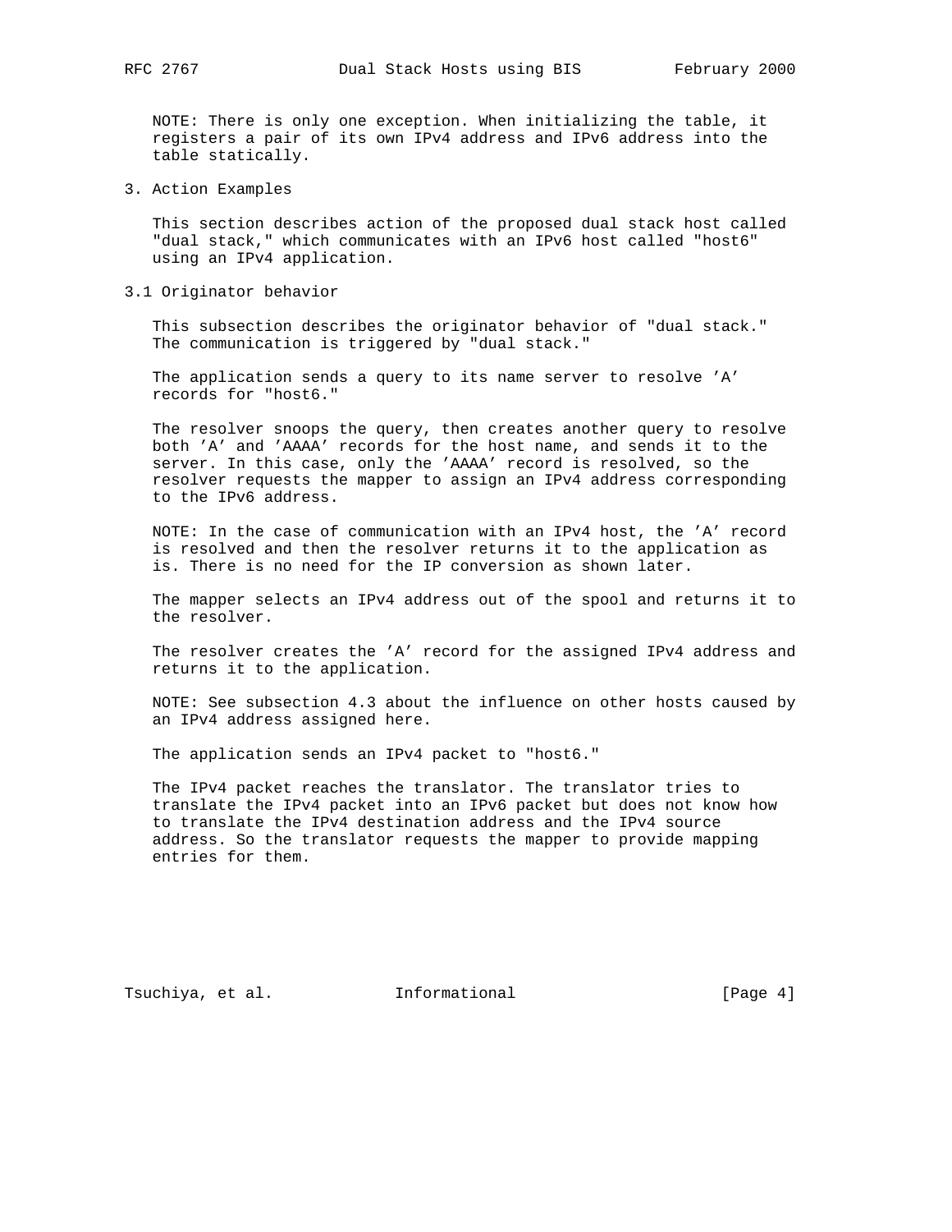NOTE: There is only one exception. When initializing the table, it registers a pair of its own IPv4 address and IPv6 address into the table statically.

## 3. Action Examples

This section describes action of the proposed dual stack host called "dual stack," which communicates with an IPv6 host called "host6" using an IPv4 application.

### 3.1 Originator behavior

This subsection describes the originator behavior of "dual stack." The communication is triggered by "dual stack."

The application sends a query to its name server to resolve 'A' records for "host6."

The resolver snoops the query, then creates another query to resolve both 'A' and 'AAAA' records for the host name, and sends it to the server. In this case, only the 'AAAA' record is resolved, so the resolver requests the mapper to assign an IPv4 address corresponding to the IPv6 address.

NOTE: In the case of communication with an IPv4 host, the 'A' record is resolved and then the resolver returns it to the application as is. There is no need for the IP conversion as shown later.

The mapper selects an IPv4 address out of the spool and returns it to the resolver.

The resolver creates the 'A' record for the assigned IPv4 address and returns it to the application.

NOTE: See subsection 4.3 about the influence on other hosts caused by an IPv4 address assigned here.

The application sends an IPv4 packet to "host6."

The IPv4 packet reaches the translator. The translator tries to translate the IPv4 packet into an IPv6 packet but does not know how to translate the IPv4 destination address and the IPv4 source address. So the translator requests the mapper to provide mapping entries for them.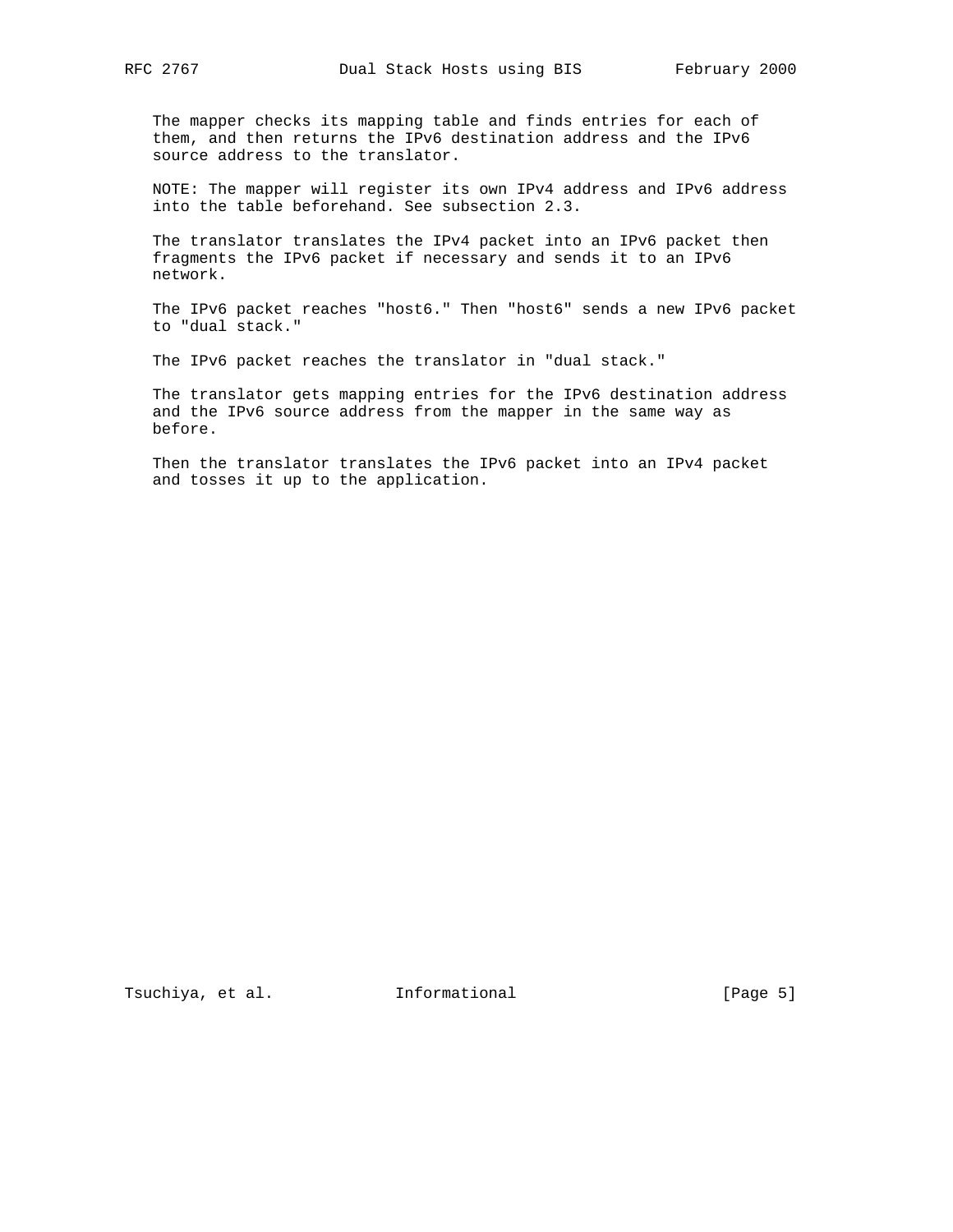The mapper checks its mapping table and finds entries for each of them, and then returns the IPv6 destination address and the IPv6 source address to the translator.

NOTE: The mapper will register its own IPv4 address and IPv6 address into the table beforehand. See subsection 2.3.

The translator translates the IPv4 packet into an IPv6 packet then fragments the IPv6 packet if necessary and sends it to an IPv6 network.

The IPv6 packet reaches "host6." Then "host6" sends a new IPv6 packet to "dual stack."

The IPv6 packet reaches the translator in "dual stack."

The translator gets mapping entries for the IPv6 destination address and the IPv6 source address from the mapper in the same way as before.

Then the translator translates the IPv6 packet into an IPv4 packet and tosses it up to the application.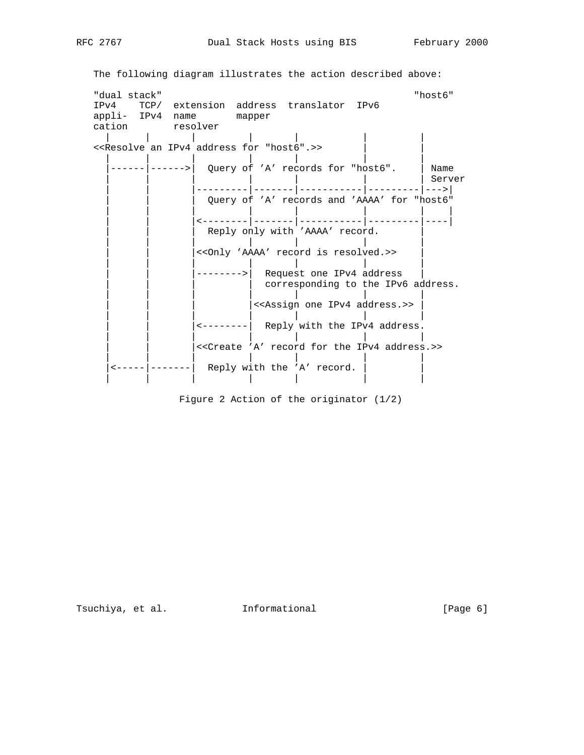The following diagram illustrates the action described above:

```
"dual stack"                                          "host6"
IPv4    TCP/  extension  address  translator  IPv6
appli-  IPv4  name       mapper
cation        resolver
  |       |       |          |        |           |         |
<<Resolve an IPv4 address for "host6".>>          |         |
  |       |       |          |        |           |         |
  |------|------>|  Query of 'A' records for "host6".     | Name
  |       |       |          |        |           |         | Server
  |       |       |---------|-------|-----------|---------|--->|
  |       |       |  Query of 'A' records and 'AAAA' for "host6"
  |       |       |          |        |           |         |    |
  |       |       |<--------|-------|-----------|---------|----|
  |       |       |  Reply only with 'AAAA' record.        |
  |       |       |          |        |           |         |
  |       |       |<<Only 'AAAA' record is resolved.>>     |
  |       |       |          |        |           |         |
  |       |       |-------->|  Request one IPv4 address    |
  |       |       |          |  corresponding to the IPv6 address.
  |       |       |          |        |           |         |
  |       |       |          |<<Assign one IPv4 address.>> |
  |       |       |          |        |           |         |
  |       |       |<--------|  Reply with the IPv4 address.
  |       |       |          |        |           |         |
  |       |       |<<Create 'A' record for the IPv4 address.>>
  |       |       |          |        |           |         |
  |<-----|-------|  Reply with the 'A' record. |         |
  |       |       |          |        |           |         |
```

Figure 2 Action of the originator (1/2)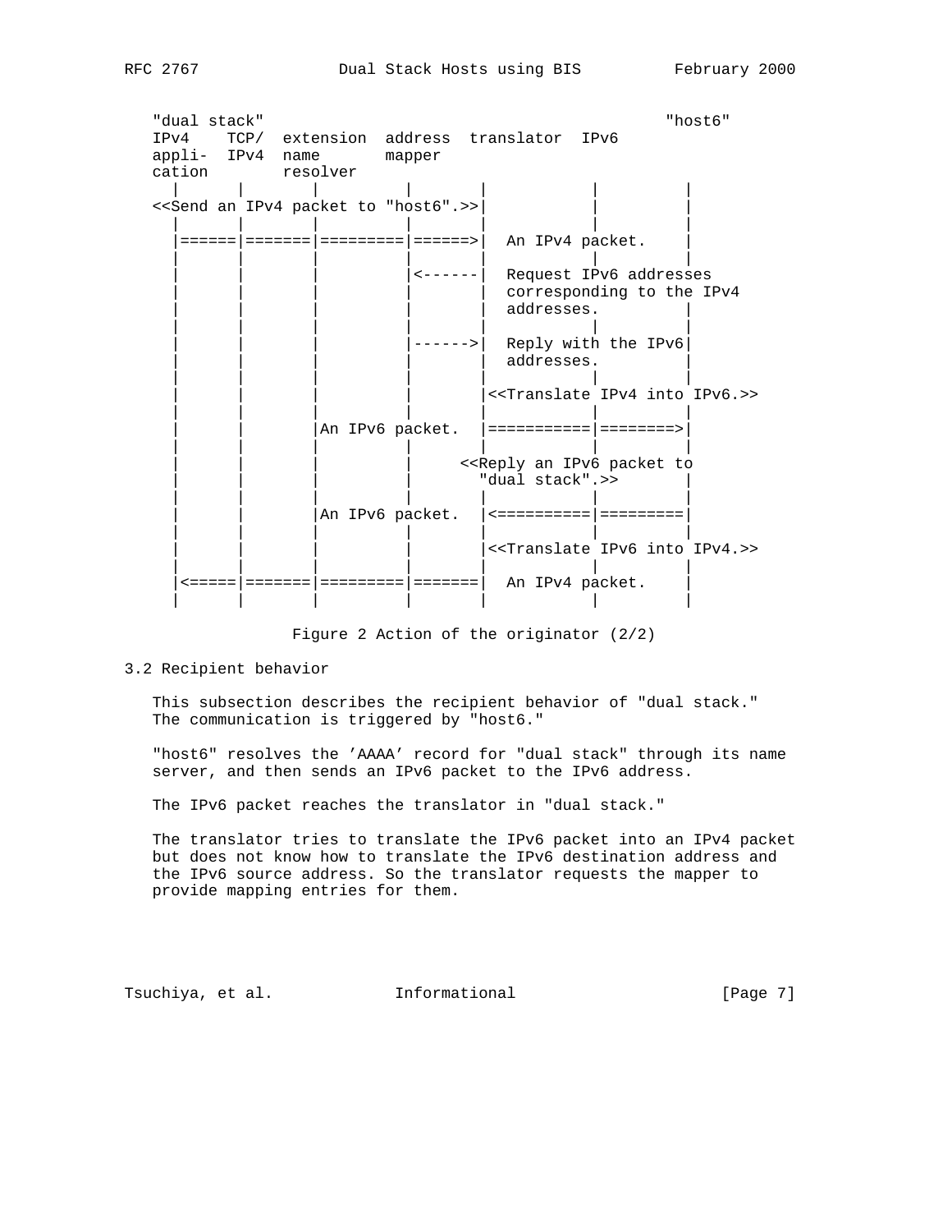```
   "dual stack"                                            "host6"
   IPv4    TCP/  extension  address  translator  IPv6
   appli-  IPv4  name       mapper
   cation        resolver
     |       |        |          |        |           |         |
   <<Send an IPv4 packet to "host6".>>|           |         |
     |       |        |          |        |           |         |
     |======|=======|=========|======>|  An IPv4 packet.    |
     |       |        |          |        |           |         |
     |       |        |          |<------|  Request IPv6 addresses
     |       |        |          |        |  corresponding to the IPv4
     |       |        |          |        |  addresses.         |
     |       |        |          |        |           |         |
     |       |        |          |------>|  Reply with the IPv6|
     |       |        |          |        |  addresses.         |
     |       |        |          |        |           |         |
     |       |        |          |        |<<Translate IPv4 into IPv6.>>
     |       |        |          |        |           |         |
     |       |        |An IPv6 packet.  |===========|========>|
     |       |        |          |        |           |         |
     |       |        |          |     <<Reply an IPv6 packet to
     |       |        |          |        "dual stack".>>       |
     |       |        |          |        |           |         |
     |       |        |An IPv6 packet.  |<==========|=========|
     |       |        |          |        |           |         |
     |       |        |          |        |<<Translate IPv6 into IPv4.>>
     |       |        |          |        |           |         |
     |<=====|=======|=========|=======|  An IPv4 packet.    |
     |       |        |          |        |           |         |
```

Figure 2 Action of the originator (2/2)

## 3.2 Recipient behavior

This subsection describes the recipient behavior of "dual stack." The communication is triggered by "host6."

"host6" resolves the 'AAAA' record for "dual stack" through its name server, and then sends an IPv6 packet to the IPv6 address.

The IPv6 packet reaches the translator in "dual stack."

The translator tries to translate the IPv6 packet into an IPv4 packet but does not know how to translate the IPv6 destination address and the IPv6 source address. So the translator requests the mapper to provide mapping entries for them.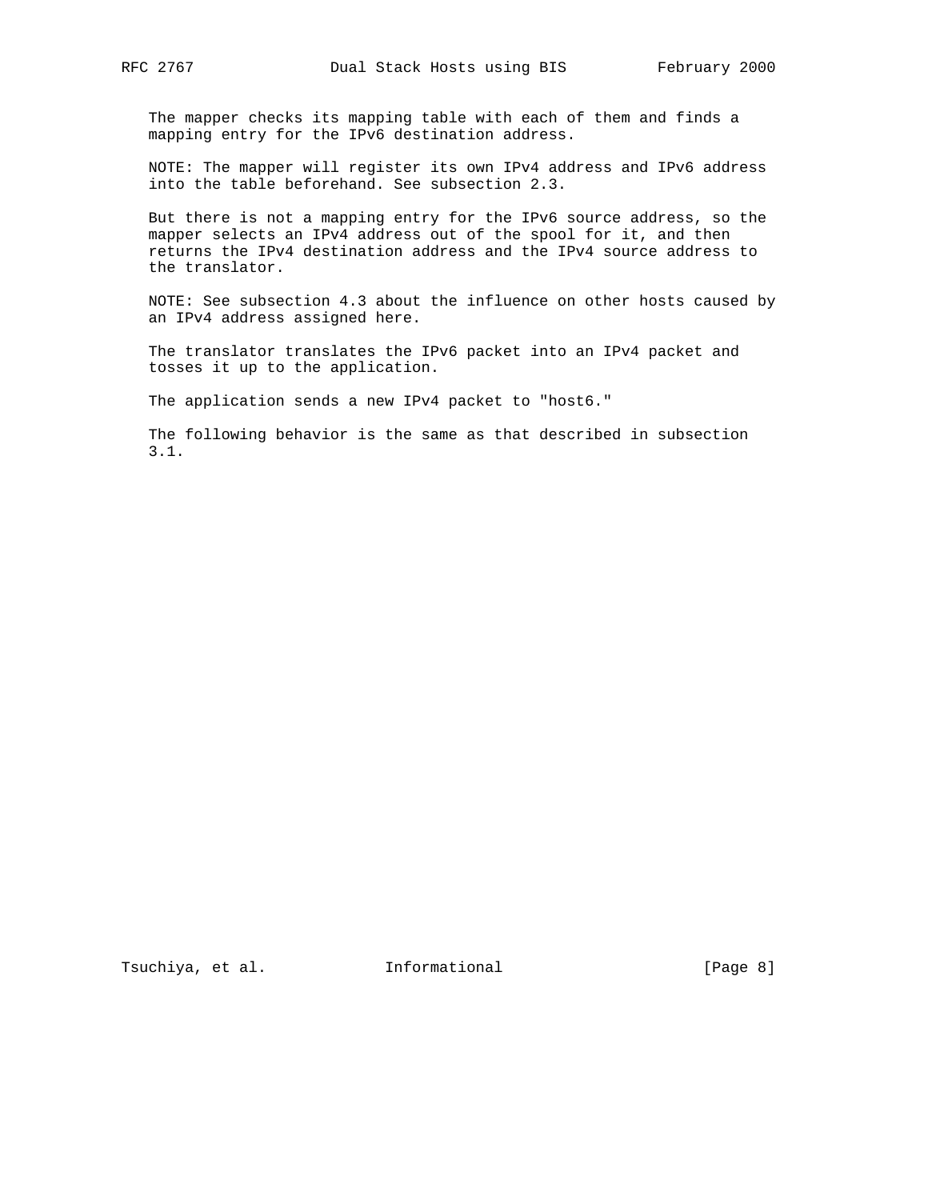The mapper checks its mapping table with each of them and finds a mapping entry for the IPv6 destination address.

NOTE: The mapper will register its own IPv4 address and IPv6 address into the table beforehand. See subsection 2.3.

But there is not a mapping entry for the IPv6 source address, so the mapper selects an IPv4 address out of the spool for it, and then returns the IPv4 destination address and the IPv4 source address to the translator.

NOTE: See subsection 4.3 about the influence on other hosts caused by an IPv4 address assigned here.

The translator translates the IPv6 packet into an IPv4 packet and tosses it up to the application.

The application sends a new IPv4 packet to "host6."

The following behavior is the same as that described in subsection 3.1.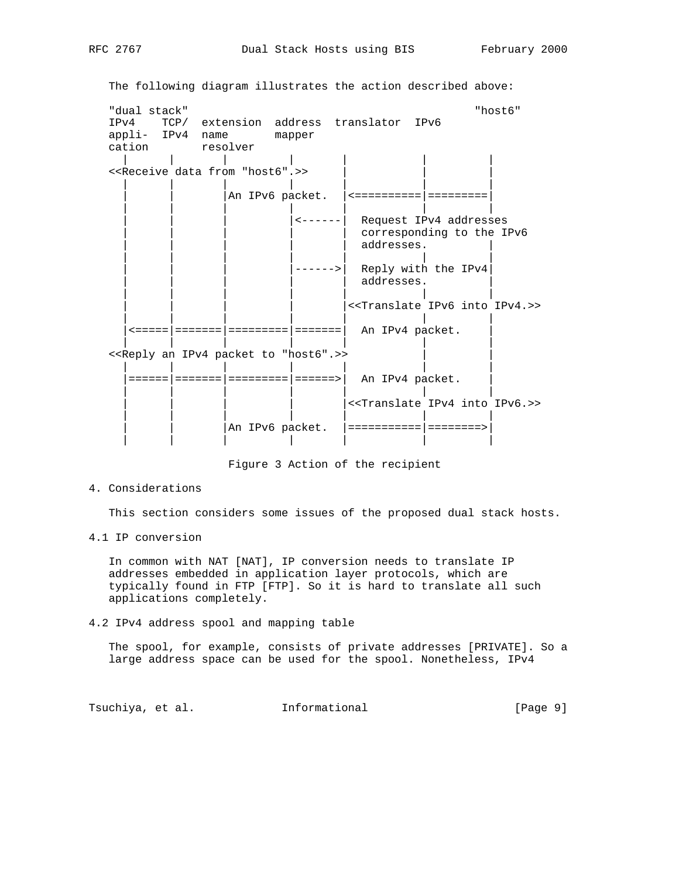The following diagram illustrates the action described above:

```
"dual stack"                                            "host6"
IPv4    TCP/  extension  address  translator  IPv6
appli-  IPv4  name       mapper
cation        resolver
  |       |       |         |       |           |         |
<<Receive data from "host6".>>      |           |         |
  |       |       |         |       |           |         |
  |       |       |An IPv6 packet.  |<==========|=========|
  |       |       |         |       |           |         |
  |       |       |         |<------|  Request IPv4 addresses
  |       |       |         |       |  corresponding to the IPv6
  |       |       |         |       |  addresses.         |
  |       |       |         |       |           |         |
  |       |       |         |------>|  Reply with the IPv4|
  |       |       |         |       |  addresses.         |
  |       |       |         |       |           |         |
  |       |       |         |       |<<Translate IPv6 into IPv4.>>
  |       |       |         |       |           |         |
  |<=====|=======|=========|=======|  An IPv4 packet.    |
  |       |       |         |       |           |         |
<<Reply an IPv4 packet to "host6".>>            |         |
  |       |       |         |       |           |         |
  |======|=======|=========|======>|  An IPv4 packet.    |
  |       |       |         |       |           |         |
  |       |       |         |       |<<Translate IPv4 into IPv6.>>
  |       |       |         |       |           |         |
  |       |       |An IPv6 packet.  |===========|========>|
  |       |       |         |       |           |         |
```

Figure 3 Action of the recipient

## 4. Considerations

This section considers some issues of the proposed dual stack hosts.

### 4.1 IP conversion

In common with NAT [NAT], IP conversion needs to translate IP addresses embedded in application layer protocols, which are typically found in FTP [FTP]. So it is hard to translate all such applications completely.

### 4.2 IPv4 address spool and mapping table

The spool, for example, consists of private addresses [PRIVATE]. So a large address space can be used for the spool. Nonetheless, IPv4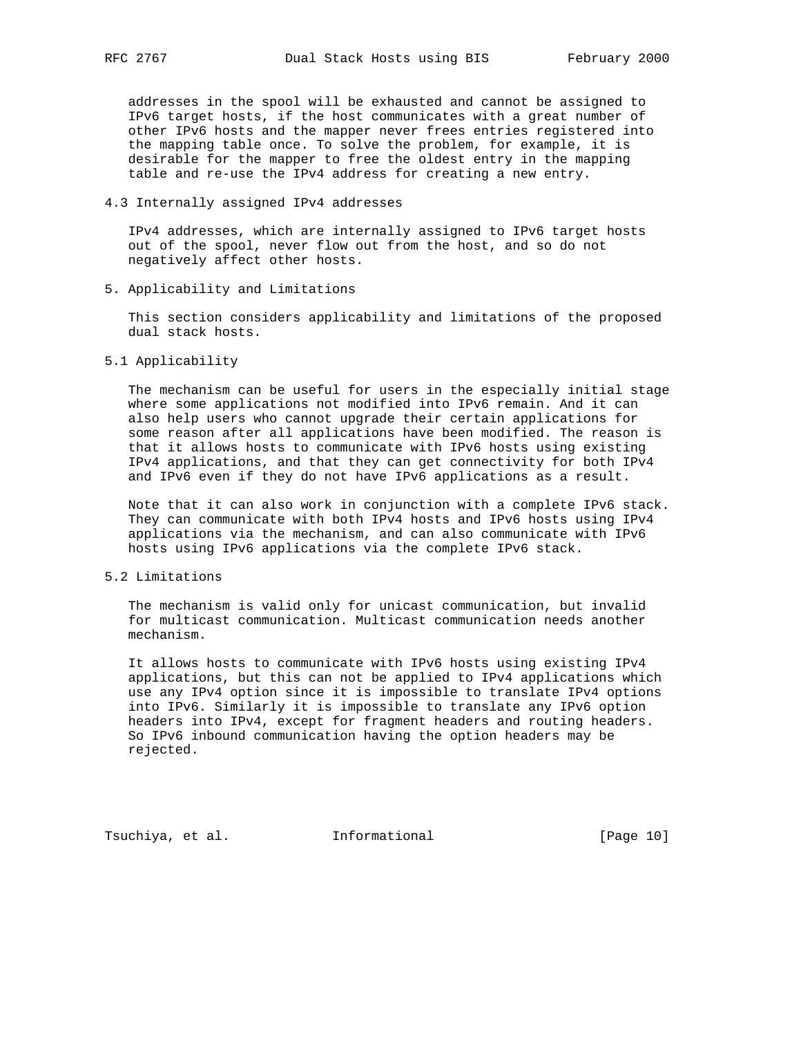addresses in the spool will be exhausted and cannot be assigned to IPv6 target hosts, if the host communicates with a great number of other IPv6 hosts and the mapper never frees entries registered into the mapping table once. To solve the problem, for example, it is desirable for the mapper to free the oldest entry in the mapping table and re-use the IPv4 address for creating a new entry.

### 4.3 Internally assigned IPv4 addresses

IPv4 addresses, which are internally assigned to IPv6 target hosts out of the spool, never flow out from the host, and so do not negatively affect other hosts.

## 5. Applicability and Limitations

This section considers applicability and limitations of the proposed dual stack hosts.

### 5.1 Applicability

The mechanism can be useful for users in the especially initial stage where some applications not modified into IPv6 remain. And it can also help users who cannot upgrade their certain applications for some reason after all applications have been modified. The reason is that it allows hosts to communicate with IPv6 hosts using existing IPv4 applications, and that they can get connectivity for both IPv4 and IPv6 even if they do not have IPv6 applications as a result.

Note that it can also work in conjunction with a complete IPv6 stack. They can communicate with both IPv4 hosts and IPv6 hosts using IPv4 applications via the mechanism, and can also communicate with IPv6 hosts using IPv6 applications via the complete IPv6 stack.

### 5.2 Limitations

The mechanism is valid only for unicast communication, but invalid for multicast communication. Multicast communication needs another mechanism.

It allows hosts to communicate with IPv6 hosts using existing IPv4 applications, but this can not be applied to IPv4 applications which use any IPv4 option since it is impossible to translate IPv4 options into IPv6. Similarly it is impossible to translate any IPv6 option headers into IPv4, except for fragment headers and routing headers. So IPv6 inbound communication having the option headers may be rejected.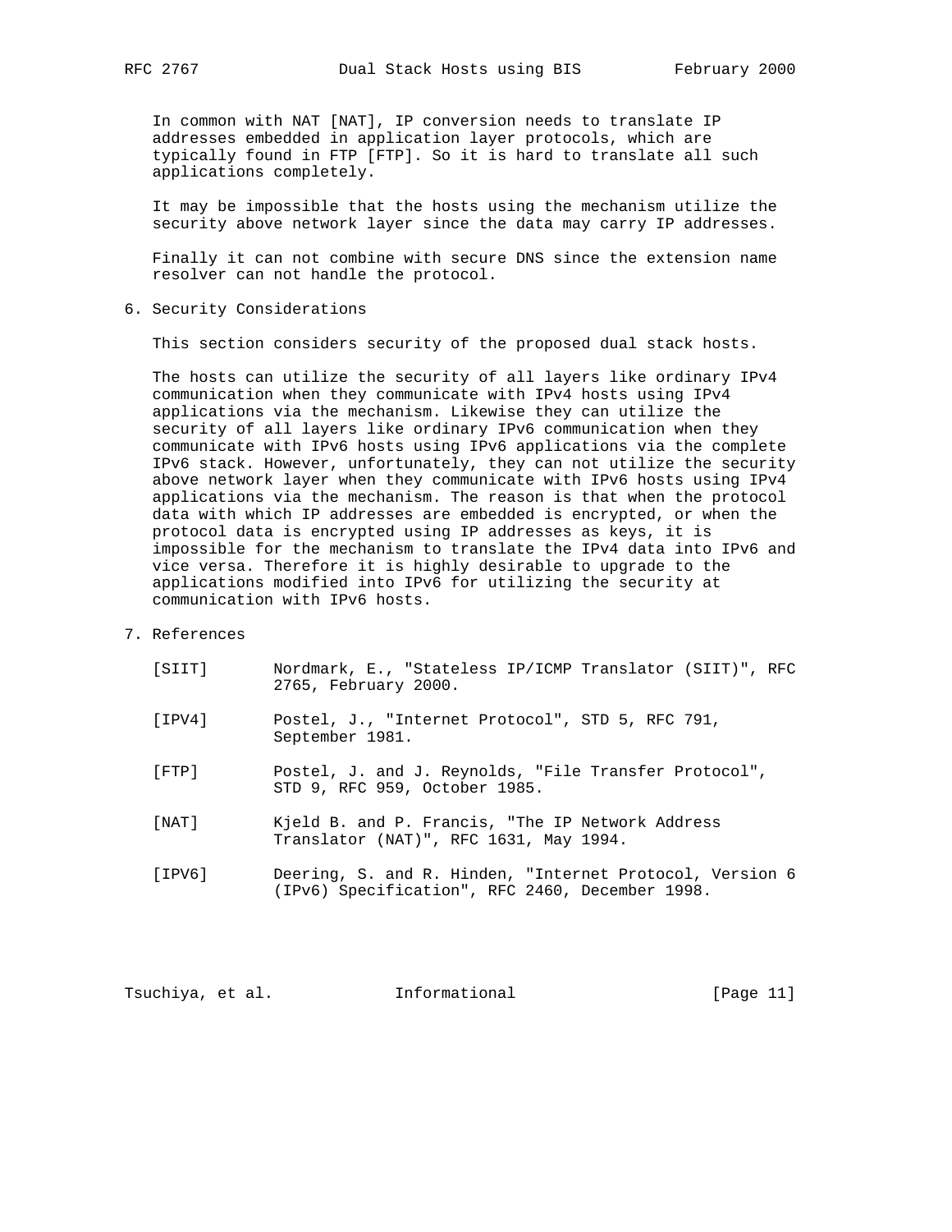In common with NAT [NAT], IP conversion needs to translate IP addresses embedded in application layer protocols, which are typically found in FTP [FTP]. So it is hard to translate all such applications completely.

It may be impossible that the hosts using the mechanism utilize the security above network layer since the data may carry IP addresses.

Finally it can not combine with secure DNS since the extension name resolver can not handle the protocol.

## 6. Security Considerations

This section considers security of the proposed dual stack hosts.

The hosts can utilize the security of all layers like ordinary IPv4 communication when they communicate with IPv4 hosts using IPv4 applications via the mechanism. Likewise they can utilize the security of all layers like ordinary IPv6 communication when they communicate with IPv6 hosts using IPv6 applications via the complete IPv6 stack. However, unfortunately, they can not utilize the security above network layer when they communicate with IPv6 hosts using IPv4 applications via the mechanism. The reason is that when the protocol data with which IP addresses are embedded is encrypted, or when the protocol data is encrypted using IP addresses as keys, it is impossible for the mechanism to translate the IPv4 data into IPv6 and vice versa. Therefore it is highly desirable to upgrade to the applications modified into IPv6 for utilizing the security at communication with IPv6 hosts.

## 7. References

[SIIT] Nordmark, E., "Stateless IP/ICMP Translator (SIIT)", RFC 2765, February 2000.

[IPV4] Postel, J., "Internet Protocol", STD 5, RFC 791, September 1981.

[FTP] Postel, J. and J. Reynolds, "File Transfer Protocol", STD 9, RFC 959, October 1985.

[NAT] Kjeld B. and P. Francis, "The IP Network Address Translator (NAT)", RFC 1631, May 1994.

[IPV6] Deering, S. and R. Hinden, "Internet Protocol, Version 6 (IPv6) Specification", RFC 2460, December 1998.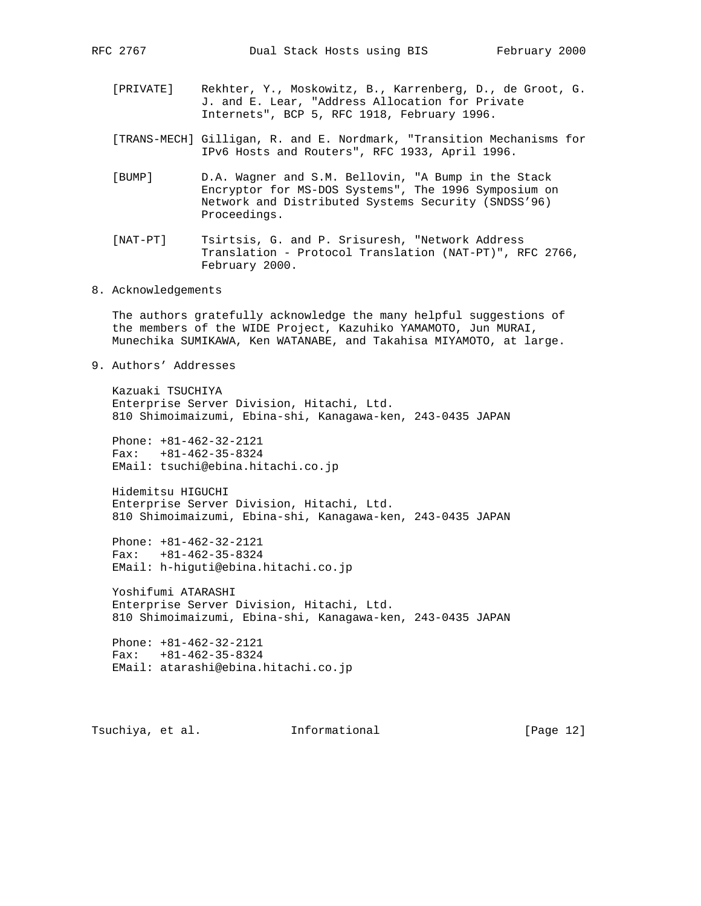[PRIVATE] Rekhter, Y., Moskowitz, B., Karrenberg, D., de Groot, G. J. and E. Lear, "Address Allocation for Private Internets", BCP 5, RFC 1918, February 1996.

[TRANS-MECH] Gilligan, R. and E. Nordmark, "Transition Mechanisms for IPv6 Hosts and Routers", RFC 1933, April 1996.

[BUMP] D.A. Wagner and S.M. Bellovin, "A Bump in the Stack Encryptor for MS-DOS Systems", The 1996 Symposium on Network and Distributed Systems Security (SNDSS'96) Proceedings.

[NAT-PT] Tsirtsis, G. and P. Srisuresh, "Network Address Translation - Protocol Translation (NAT-PT)", RFC 2766, February 2000.

## 8. Acknowledgements

The authors gratefully acknowledge the many helpful suggestions of the members of the WIDE Project, Kazuhiko YAMAMOTO, Jun MURAI, Munechika SUMIKAWA, Ken WATANABE, and Takahisa MIYAMOTO, at large.

## 9. Authors' Addresses

Kazuaki TSUCHIYA
Enterprise Server Division, Hitachi, Ltd.
810 Shimoimaizumi, Ebina-shi, Kanagawa-ken, 243-0435 JAPAN

Phone: +81-462-32-2121
Fax: +81-462-35-8324
EMail: tsuchi@ebina.hitachi.co.jp

Hidemitsu HIGUCHI
Enterprise Server Division, Hitachi, Ltd.
810 Shimoimaizumi, Ebina-shi, Kanagawa-ken, 243-0435 JAPAN

Phone: +81-462-32-2121
Fax: +81-462-35-8324
EMail: h-higuti@ebina.hitachi.co.jp

Yoshifumi ATARASHI
Enterprise Server Division, Hitachi, Ltd.
810 Shimoimaizumi, Ebina-shi, Kanagawa-ken, 243-0435 JAPAN

Phone: +81-462-32-2121
Fax: +81-462-35-8324
EMail: atarashi@ebina.hitachi.co.jp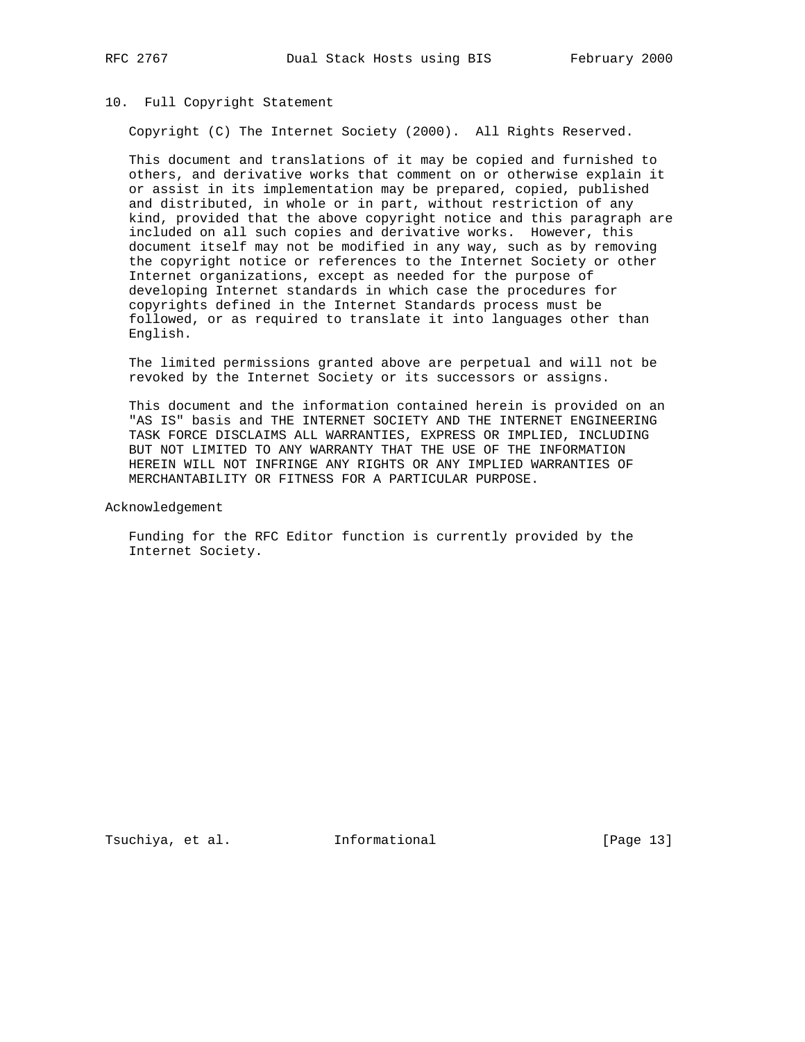## 10. Full Copyright Statement

Copyright (C) The Internet Society (2000). All Rights Reserved.

This document and translations of it may be copied and furnished to others, and derivative works that comment on or otherwise explain it or assist in its implementation may be prepared, copied, published and distributed, in whole or in part, without restriction of any kind, provided that the above copyright notice and this paragraph are included on all such copies and derivative works. However, this document itself may not be modified in any way, such as by removing the copyright notice or references to the Internet Society or other Internet organizations, except as needed for the purpose of developing Internet standards in which case the procedures for copyrights defined in the Internet Standards process must be followed, or as required to translate it into languages other than English.

The limited permissions granted above are perpetual and will not be revoked by the Internet Society or its successors or assigns.

This document and the information contained herein is provided on an "AS IS" basis and THE INTERNET SOCIETY AND THE INTERNET ENGINEERING TASK FORCE DISCLAIMS ALL WARRANTIES, EXPRESS OR IMPLIED, INCLUDING BUT NOT LIMITED TO ANY WARRANTY THAT THE USE OF THE INFORMATION HEREIN WILL NOT INFRINGE ANY RIGHTS OR ANY IMPLIED WARRANTIES OF MERCHANTABILITY OR FITNESS FOR A PARTICULAR PURPOSE.

## Acknowledgement

Funding for the RFC Editor function is currently provided by the Internet Society.